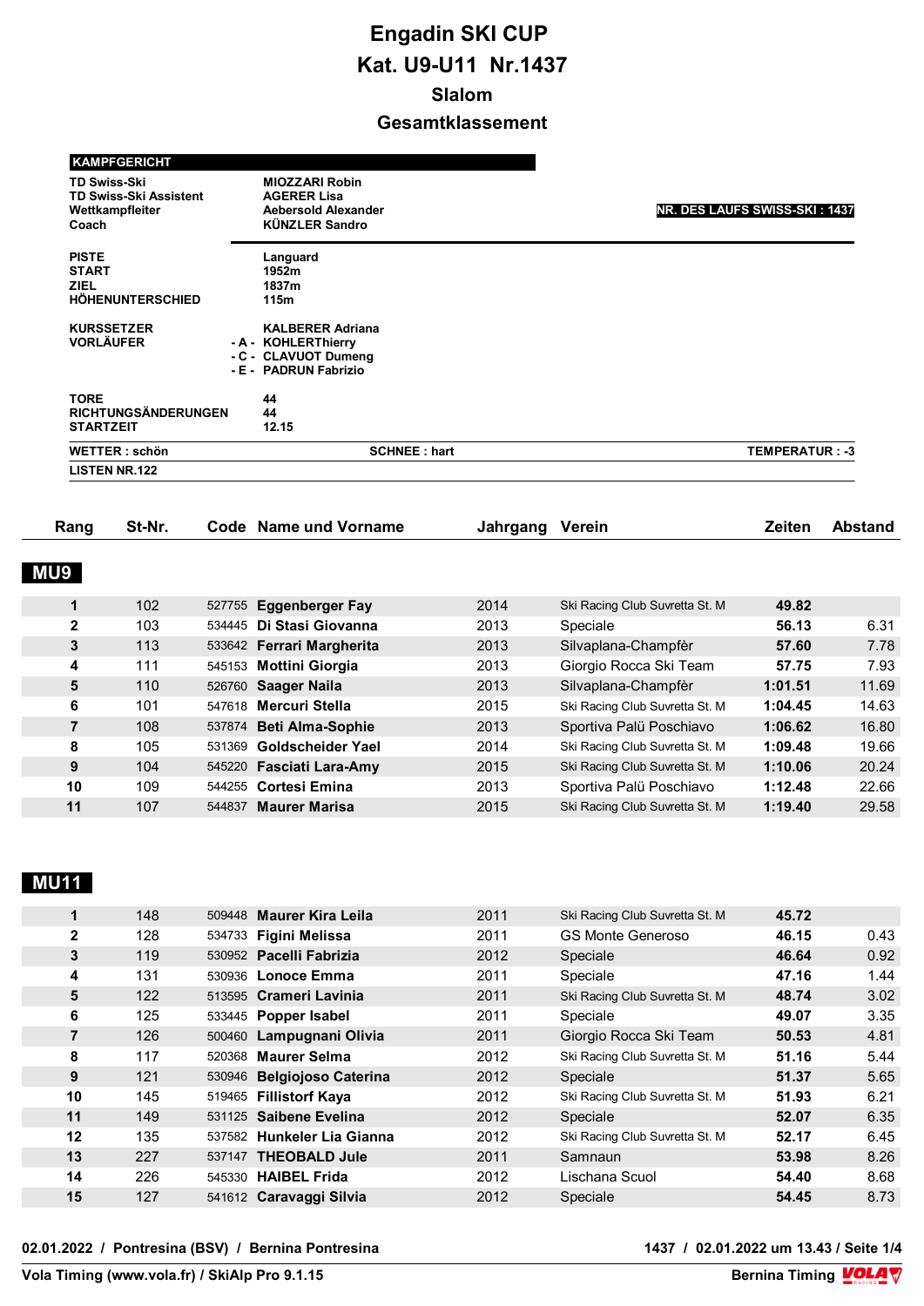# Engadin SKI CUP

## Kat. U9-U11 Nr.1437

### Slalom

### Gesamtklassement

**KAMPFGERICHT**

| | | |
|---|---|---|
| TD Swiss-Ski | MIOZZARI Robin | |
| TD Swiss-Ski Assistent | AGERER Lisa | |
| Wettkampfleiter | Aebersold Alexander | NR. DES LAUFS SWISS-SKI : 1437 |
| Coach | KÜNZLER Sandro | |

| | |
|---|---|
| PISTE | Languard |
| START | 1952m |
| ZIEL | 1837m |
| HÖHENUNTERSCHIED | 115m |

| | |
|---|---|
| KURSSETZER | KALBERER Adriana |
| VORLÄUFER | - A - KOHLERThierry |
| | - C - CLAVUOT Dumeng |
| | - E - PADRUN Fabrizio |

| | |
|---|---|
| TORE | 44 |
| RICHTUNGSÄNDERUNGEN | 44 |
| STARTZEIT | 12.15 |

WETTER : schön | SCHNEE : hart | TEMPERATUR : -3

LISTEN NR.122

## MU9

| Rang | St-Nr. | Code | Name und Vorname | Jahrgang | Verein | Zeiten | Abstand |
|---|---|---|---|---|---|---|---|
| 1 | 102 | 527755 | **Eggenberger Fay** | 2014 | Ski Racing Club Suvretta St. M | **49.82** | |
| 2 | 103 | 534445 | **Di Stasi Giovanna** | 2013 | Speciale | **56.13** | 6.31 |
| 3 | 113 | 533642 | **Ferrari Margherita** | 2013 | Silvaplana-Champfèr | **57.60** | 7.78 |
| 4 | 111 | 545153 | **Mottini Giorgia** | 2013 | Giorgio Rocca Ski Team | **57.75** | 7.93 |
| 5 | 110 | 526760 | **Saager Naila** | 2013 | Silvaplana-Champfèr | **1:01.51** | 11.69 |
| 6 | 101 | 547618 | **Mercuri Stella** | 2015 | Ski Racing Club Suvretta St. M | **1:04.45** | 14.63 |
| 7 | 108 | 537874 | **Beti Alma-Sophie** | 2013 | Sportiva Palü Poschiavo | **1:06.62** | 16.80 |
| 8 | 105 | 531369 | **Goldscheider Yael** | 2014 | Ski Racing Club Suvretta St. M | **1:09.48** | 19.66 |
| 9 | 104 | 545220 | **Fasciati Lara-Amy** | 2015 | Ski Racing Club Suvretta St. M | **1:10.06** | 20.24 |
| 10 | 109 | 544255 | **Cortesi Emina** | 2013 | Sportiva Palü Poschiavo | **1:12.48** | 22.66 |
| 11 | 107 | 544837 | **Maurer Marisa** | 2015 | Ski Racing Club Suvretta St. M | **1:19.40** | 29.58 |

## MU11

| Rang | St-Nr. | Code | Name und Vorname | Jahrgang | Verein | Zeiten | Abstand |
|---|---|---|---|---|---|---|---|
| 1 | 148 | 509448 | **Maurer Kira Leila** | 2011 | Ski Racing Club Suvretta St. M | **45.72** | |
| 2 | 128 | 534733 | **Figini Melissa** | 2011 | GS Monte Generoso | **46.15** | 0.43 |
| 3 | 119 | 530952 | **Pacelli Fabrizia** | 2012 | Speciale | **46.64** | 0.92 |
| 4 | 131 | 530936 | **Lonoce Emma** | 2011 | Speciale | **47.16** | 1.44 |
| 5 | 122 | 513595 | **Crameri Lavinia** | 2011 | Ski Racing Club Suvretta St. M | **48.74** | 3.02 |
| 6 | 125 | 533445 | **Popper Isabel** | 2011 | Speciale | **49.07** | 3.35 |
| 7 | 126 | 500460 | **Lampugnani Olivia** | 2011 | Giorgio Rocca Ski Team | **50.53** | 4.81 |
| 8 | 117 | 520368 | **Maurer Selma** | 2012 | Ski Racing Club Suvretta St. M | **51.16** | 5.44 |
| 9 | 121 | 530946 | **Belgiojoso Caterina** | 2012 | Speciale | **51.37** | 5.65 |
| 10 | 145 | 519465 | **Fillistorf Kaya** | 2012 | Ski Racing Club Suvretta St. M | **51.93** | 6.21 |
| 11 | 149 | 531125 | **Saibene Evelina** | 2012 | Speciale | **52.07** | 6.35 |
| 12 | 135 | 537582 | **Hunkeler Lia Gianna** | 2012 | Ski Racing Club Suvretta St. M | **52.17** | 6.45 |
| 13 | 227 | 537147 | **THEOBALD Jule** | 2011 | Samnaun | **53.98** | 8.26 |
| 14 | 226 | 545330 | **HAIBEL Frida** | 2012 | Lischana Scuol | **54.40** | 8.68 |
| 15 | 127 | 541612 | **Caravaggi Silvia** | 2012 | Speciale | **54.45** | 8.73 |

02.01.2022 / Pontresina (BSV) / Bernina Pontresina — 1437 / 02.01.2022 um 13.43

Vola Timing (www.vola.fr) / SkiAlp Pro 9.1.15 — Bernina Timing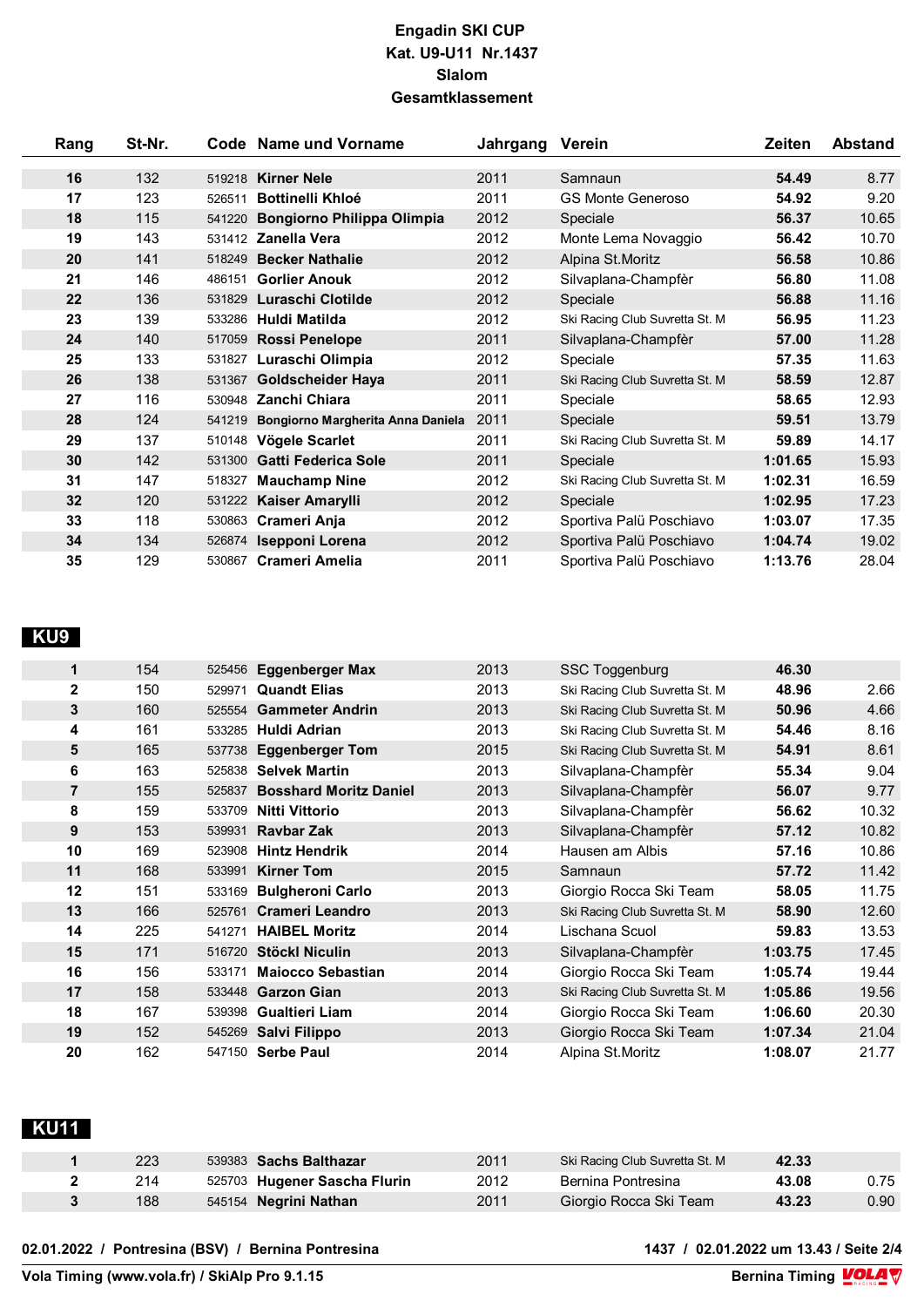# Engadin SKI CUP
## Kat. U9-U11 Nr.1437
## Slalom
## Gesamtklassement

| Rang | St-Nr. | Code | Name und Vorname | Jahrgang | Verein | Zeiten | Abstand |
|---|---|---|---|---|---|---|---|
| **16** | 132 | 519218 | **Kirner Nele** | 2011 | Samnaun | **54.49** | 8.77 |
| **17** | 123 | 526511 | **Bottinelli Khloé** | 2011 | GS Monte Generoso | **54.92** | 9.20 |
| **18** | 115 | 541220 | **Bongiorno Philippa Olimpia** | 2012 | Speciale | **56.37** | 10.65 |
| **19** | 143 | 531412 | **Zanella Vera** | 2012 | Monte Lema Novaggio | **56.42** | 10.70 |
| **20** | 141 | 518249 | **Becker Nathalie** | 2012 | Alpina St.Moritz | **56.58** | 10.86 |
| **21** | 146 | 486151 | **Gorlier Anouk** | 2012 | Silvaplana-Champfèr | **56.80** | 11.08 |
| **22** | 136 | 531829 | **Luraschi Clotilde** | 2012 | Speciale | **56.88** | 11.16 |
| **23** | 139 | 533286 | **Huldi Matilda** | 2012 | Ski Racing Club Suvretta St. M | **56.95** | 11.23 |
| **24** | 140 | 517059 | **Rossi Penelope** | 2011 | Silvaplana-Champfèr | **57.00** | 11.28 |
| **25** | 133 | 531827 | **Luraschi Olimpia** | 2012 | Speciale | **57.35** | 11.63 |
| **26** | 138 | 531367 | **Goldscheider Haya** | 2011 | Ski Racing Club Suvretta St. M | **58.59** | 12.87 |
| **27** | 116 | 530948 | **Zanchi Chiara** | 2011 | Speciale | **58.65** | 12.93 |
| **28** | 124 | 541219 | **Bongiorno Margherita Anna Daniela** | 2011 | Speciale | **59.51** | 13.79 |
| **29** | 137 | 510148 | **Vögele Scarlet** | 2011 | Ski Racing Club Suvretta St. M | **59.89** | 14.17 |
| **30** | 142 | 531300 | **Gatti Federica Sole** | 2011 | Speciale | **1:01.65** | 15.93 |
| **31** | 147 | 518327 | **Mauchamp Nine** | 2012 | Ski Racing Club Suvretta St. M | **1:02.31** | 16.59 |
| **32** | 120 | 531222 | **Kaiser Amarylli** | 2012 | Speciale | **1:02.95** | 17.23 |
| **33** | 118 | 530863 | **Crameri Anja** | 2012 | Sportiva Palü Poschiavo | **1:03.07** | 17.35 |
| **34** | 134 | 526874 | **Isepponi Lorena** | 2012 | Sportiva Palü Poschiavo | **1:04.74** | 19.02 |
| **35** | 129 | 530867 | **Crameri Amelia** | 2011 | Sportiva Palü Poschiavo | **1:13.76** | 28.04 |

## KU9

| Rang | St-Nr. | Code | Name und Vorname | Jahrgang | Verein | Zeiten | Abstand |
|---|---|---|---|---|---|---|---|
| **1** | 154 | 525456 | **Eggenberger Max** | 2013 | SSC Toggenburg | **46.30** | |
| **2** | 150 | 529971 | **Quandt Elias** | 2013 | Ski Racing Club Suvretta St. M | **48.96** | 2.66 |
| **3** | 160 | 525554 | **Gammeter Andrin** | 2013 | Ski Racing Club Suvretta St. M | **50.96** | 4.66 |
| **4** | 161 | 533285 | **Huldi Adrian** | 2013 | Ski Racing Club Suvretta St. M | **54.46** | 8.16 |
| **5** | 165 | 537738 | **Eggenberger Tom** | 2015 | Ski Racing Club Suvretta St. M | **54.91** | 8.61 |
| **6** | 163 | 525838 | **Selvek Martin** | 2013 | Silvaplana-Champfèr | **55.34** | 9.04 |
| **7** | 155 | 525837 | **Bosshard Moritz Daniel** | 2013 | Silvaplana-Champfèr | **56.07** | 9.77 |
| **8** | 159 | 533709 | **Nitti Vittorio** | 2013 | Silvaplana-Champfèr | **56.62** | 10.32 |
| **9** | 153 | 539931 | **Ravbar Zak** | 2013 | Silvaplana-Champfèr | **57.12** | 10.82 |
| **10** | 169 | 523908 | **Hintz Hendrik** | 2014 | Hausen am Albis | **57.16** | 10.86 |
| **11** | 168 | 533991 | **Kirner Tom** | 2015 | Samnaun | **57.72** | 11.42 |
| **12** | 151 | 533169 | **Bulgheroni Carlo** | 2013 | Giorgio Rocca Ski Team | **58.05** | 11.75 |
| **13** | 166 | 525761 | **Crameri Leandro** | 2013 | Ski Racing Club Suvretta St. M | **58.90** | 12.60 |
| **14** | 225 | 541271 | **HAIBEL Moritz** | 2014 | Lischana Scuol | **59.83** | 13.53 |
| **15** | 171 | 516720 | **Stöckl Niculin** | 2013 | Silvaplana-Champfèr | **1:03.75** | 17.45 |
| **16** | 156 | 533171 | **Maiocco Sebastian** | 2014 | Giorgio Rocca Ski Team | **1:05.74** | 19.44 |
| **17** | 158 | 533448 | **Garzon Gian** | 2013 | Ski Racing Club Suvretta St. M | **1:05.86** | 19.56 |
| **18** | 167 | 539398 | **Gualtieri Liam** | 2014 | Giorgio Rocca Ski Team | **1:06.60** | 20.30 |
| **19** | 152 | 545269 | **Salvi Filippo** | 2013 | Giorgio Rocca Ski Team | **1:07.34** | 21.04 |
| **20** | 162 | 547150 | **Serbe Paul** | 2014 | Alpina St.Moritz | **1:08.07** | 21.77 |

## KU11

| Rang | St-Nr. | Code | Name und Vorname | Jahrgang | Verein | Zeiten | Abstand |
|---|---|---|---|---|---|---|---|
| **1** | 223 | 539383 | **Sachs Balthazar** | 2011 | Ski Racing Club Suvretta St. M | **42.33** | |
| **2** | 214 | 525703 | **Hugener Sascha Flurin** | 2012 | Bernina Pontresina | **43.08** | 0.75 |
| **3** | 188 | 545154 | **Negrini Nathan** | 2011 | Giorgio Rocca Ski Team | **43.23** | 0.90 |

**02.01.2022 / Pontresina (BSV) / Bernina Pontresina** **1437 / 02.01.2022 um 13.43 / Seite 2/4**

**Vola Timing (www.vola.fr) / SkiAlp Pro 9.1.15** **Bernina Timing**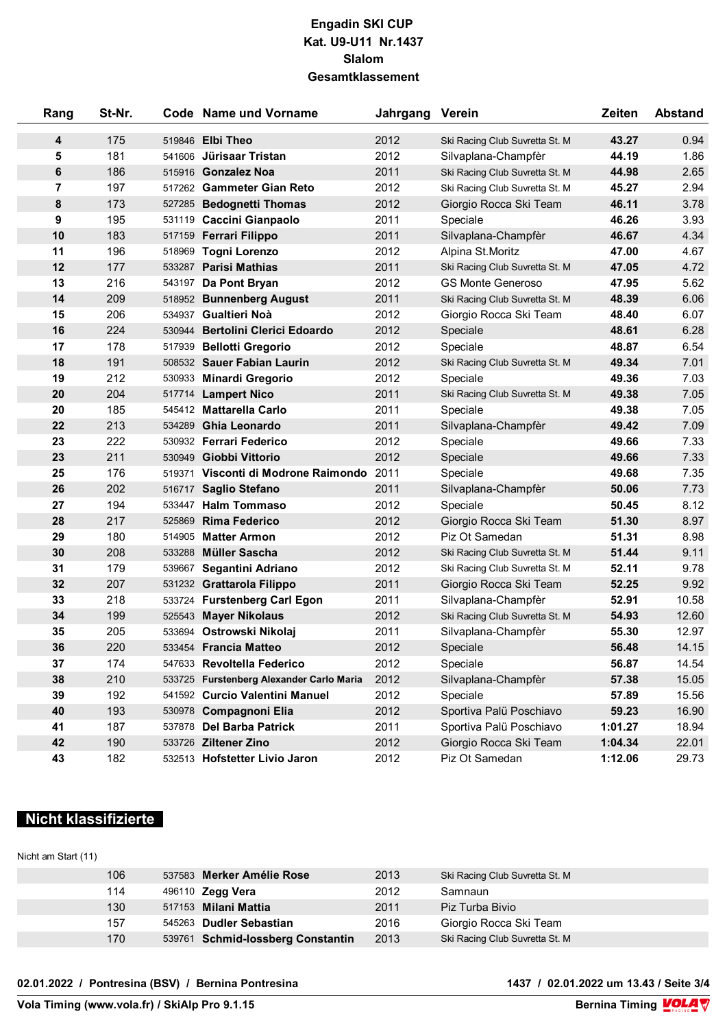# Engadin SKI CUP
## Kat. U9-U11 Nr.1437
## Slalom
## Gesamtklassement

| Rang | St-Nr. | Code | Name und Vorname | Jahrgang | Verein | Zeiten | Abstand |
|---|---|---|---|---|---|---|---|
| **4** | 175 | 519846 | **Elbi Theo** | 2012 | Ski Racing Club Suvretta St. M | **43.27** | 0.94 |
| **5** | 181 | 541606 | **Jürisaar Tristan** | 2012 | Silvaplana-Champfèr | **44.19** | 1.86 |
| **6** | 186 | 515916 | **Gonzalez Noa** | 2011 | Ski Racing Club Suvretta St. M | **44.98** | 2.65 |
| **7** | 197 | 517262 | **Gammeter Gian Reto** | 2012 | Ski Racing Club Suvretta St. M | **45.27** | 2.94 |
| **8** | 173 | 527285 | **Bedognetti Thomas** | 2012 | Giorgio Rocca Ski Team | **46.11** | 3.78 |
| **9** | 195 | 531119 | **Caccini Gianpaolo** | 2011 | Speciale | **46.26** | 3.93 |
| **10** | 183 | 517159 | **Ferrari Filippo** | 2011 | Silvaplana-Champfèr | **46.67** | 4.34 |
| **11** | 196 | 518969 | **Togni Lorenzo** | 2012 | Alpina St.Moritz | **47.00** | 4.67 |
| **12** | 177 | 533287 | **Parisi Mathias** | 2011 | Ski Racing Club Suvretta St. M | **47.05** | 4.72 |
| **13** | 216 | 543197 | **Da Pont Bryan** | 2012 | GS Monte Generoso | **47.95** | 5.62 |
| **14** | 209 | 518952 | **Bunnenberg August** | 2011 | Ski Racing Club Suvretta St. M | **48.39** | 6.06 |
| **15** | 206 | 534937 | **Gualtieri Noà** | 2012 | Giorgio Rocca Ski Team | **48.40** | 6.07 |
| **16** | 224 | 530944 | **Bertolini Clerici Edoardo** | 2012 | Speciale | **48.61** | 6.28 |
| **17** | 178 | 517939 | **Bellotti Gregorio** | 2012 | Speciale | **48.87** | 6.54 |
| **18** | 191 | 508532 | **Sauer Fabian Laurin** | 2012 | Ski Racing Club Suvretta St. M | **49.34** | 7.01 |
| **19** | 212 | 530933 | **Minardi Gregorio** | 2012 | Speciale | **49.36** | 7.03 |
| **20** | 204 | 517714 | **Lampert Nico** | 2011 | Ski Racing Club Suvretta St. M | **49.38** | 7.05 |
| **20** | 185 | 545412 | **Mattarella Carlo** | 2011 | Speciale | **49.38** | 7.05 |
| **22** | 213 | 534289 | **Ghia Leonardo** | 2011 | Silvaplana-Champfèr | **49.42** | 7.09 |
| **23** | 222 | 530932 | **Ferrari Federico** | 2012 | Speciale | **49.66** | 7.33 |
| **23** | 211 | 530949 | **Giobbi Vittorio** | 2012 | Speciale | **49.66** | 7.33 |
| **25** | 176 | 519371 | **Visconti di Modrone Raimondo** | 2011 | Speciale | **49.68** | 7.35 |
| **26** | 202 | 516717 | **Saglio Stefano** | 2011 | Silvaplana-Champfèr | **50.06** | 7.73 |
| **27** | 194 | 533447 | **Halm Tommaso** | 2012 | Speciale | **50.45** | 8.12 |
| **28** | 217 | 525869 | **Rima Federico** | 2012 | Giorgio Rocca Ski Team | **51.30** | 8.97 |
| **29** | 180 | 514905 | **Matter Armon** | 2012 | Piz Ot Samedan | **51.31** | 8.98 |
| **30** | 208 | 533288 | **Müller Sascha** | 2012 | Ski Racing Club Suvretta St. M | **51.44** | 9.11 |
| **31** | 179 | 539667 | **Segantini Adriano** | 2012 | Ski Racing Club Suvretta St. M | **52.11** | 9.78 |
| **32** | 207 | 531232 | **Grattarola Filippo** | 2011 | Giorgio Rocca Ski Team | **52.25** | 9.92 |
| **33** | 218 | 533724 | **Furstenberg Carl Egon** | 2011 | Silvaplana-Champfèr | **52.91** | 10.58 |
| **34** | 199 | 525543 | **Mayer Nikolaus** | 2012 | Ski Racing Club Suvretta St. M | **54.93** | 12.60 |
| **35** | 205 | 533694 | **Ostrowski Nikolaj** | 2011 | Silvaplana-Champfèr | **55.30** | 12.97 |
| **36** | 220 | 533454 | **Francia Matteo** | 2012 | Speciale | **56.48** | 14.15 |
| **37** | 174 | 547633 | **Revoltella Federico** | 2012 | Speciale | **56.87** | 14.54 |
| **38** | 210 | 533725 | **Furstenberg Alexander Carlo Maria** | 2012 | Silvaplana-Champfèr | **57.38** | 15.05 |
| **39** | 192 | 541592 | **Curcio Valentini Manuel** | 2012 | Speciale | **57.89** | 15.56 |
| **40** | 193 | 530978 | **Compagnoni Elia** | 2012 | Sportiva Palü Poschiavo | **59.23** | 16.90 |
| **41** | 187 | 537878 | **Del Barba Patrick** | 2011 | Sportiva Palü Poschiavo | **1:01.27** | 18.94 |
| **42** | 190 | 533726 | **Ziltener Zino** | 2012 | Giorgio Rocca Ski Team | **1:04.34** | 22.01 |
| **43** | 182 | 532513 | **Hofstetter Livio Jaron** | 2012 | Piz Ot Samedan | **1:12.06** | 29.73 |

## Nicht klassifizierte

Nicht am Start (11)

| Rang | St-Nr. | Code | Name und Vorname | Jahrgang | Verein |
|---|---|---|---|---|---|
| | 106 | 537583 | **Merker Amélie Rose** | 2013 | Ski Racing Club Suvretta St. M |
| | 114 | 496110 | **Zegg Vera** | 2012 | Samnaun |
| | 130 | 517153 | **Milani Mattia** | 2011 | Piz Turba Bivio |
| | 157 | 545263 | **Dudler Sebastian** | 2016 | Giorgio Rocca Ski Team |
| | 170 | 539761 | **Schmid-Iossberg Constantin** | 2013 | Ski Racing Club Suvretta St. M |

**02.01.2022 / Pontresina (BSV) / Bernina Pontresina** — **1437 / 02.01.2022 um 13.43**

**Vola Timing (www.vola.fr) / SkiAlp Pro 9.1.15** — **Bernina Timing**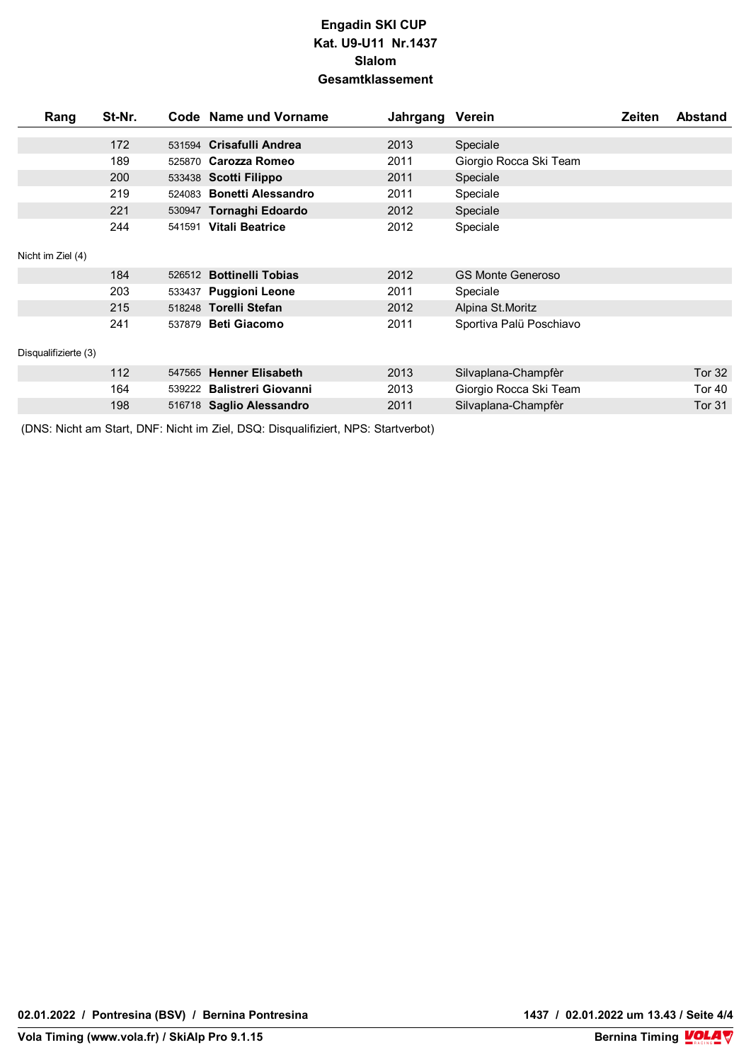# Engadin SKI CUP

## Kat. U9-U11 Nr.1437

## Slalom

## Gesamtklassement

| Rang | St-Nr. | Code | Name und Vorname | Jahrgang | Verein | Zeiten | Abstand |
|---|---|---|---|---|---|---|---|
| | 172 | 531594 | **Crisafulli Andrea** | 2013 | Speciale | | |
| | 189 | 525870 | **Carozza Romeo** | 2011 | Giorgio Rocca Ski Team | | |
| | 200 | 533438 | **Scotti Filippo** | 2011 | Speciale | | |
| | 219 | 524083 | **Bonetti Alessandro** | 2011 | Speciale | | |
| | 221 | 530947 | **Tornaghi Edoardo** | 2012 | Speciale | | |
| | 244 | 541591 | **Vitali Beatrice** | 2012 | Speciale | | |
| Nicht im Ziel (4) | | | | | | | |
| | 184 | 526512 | **Bottinelli Tobias** | 2012 | GS Monte Generoso | | |
| | 203 | 533437 | **Puggioni Leone** | 2011 | Speciale | | |
| | 215 | 518248 | **Torelli Stefan** | 2012 | Alpina St.Moritz | | |
| | 241 | 537879 | **Beti Giacomo** | 2011 | Sportiva Palü Poschiavo | | |
| Disqualifizierte (3) | | | | | | | |
| | 112 | 547565 | **Henner Elisabeth** | 2013 | Silvaplana-Champfèr | | Tor 32 |
| | 164 | 539222 | **Balistreri Giovanni** | 2013 | Giorgio Rocca Ski Team | | Tor 40 |
| | 198 | 516718 | **Saglio Alessandro** | 2011 | Silvaplana-Champfèr | | Tor 31 |

(DNS: Nicht am Start, DNF: Nicht im Ziel, DSQ: Disqualifiziert, NPS: Startverbot)

**02.01.2022 / Pontresina (BSV) / Bernina Pontresina**

**1437 / 02.01.2022 um 13.43**

**Vola Timing (www.vola.fr) / SkiAlp Pro 9.1.15**

**Bernina Timing**